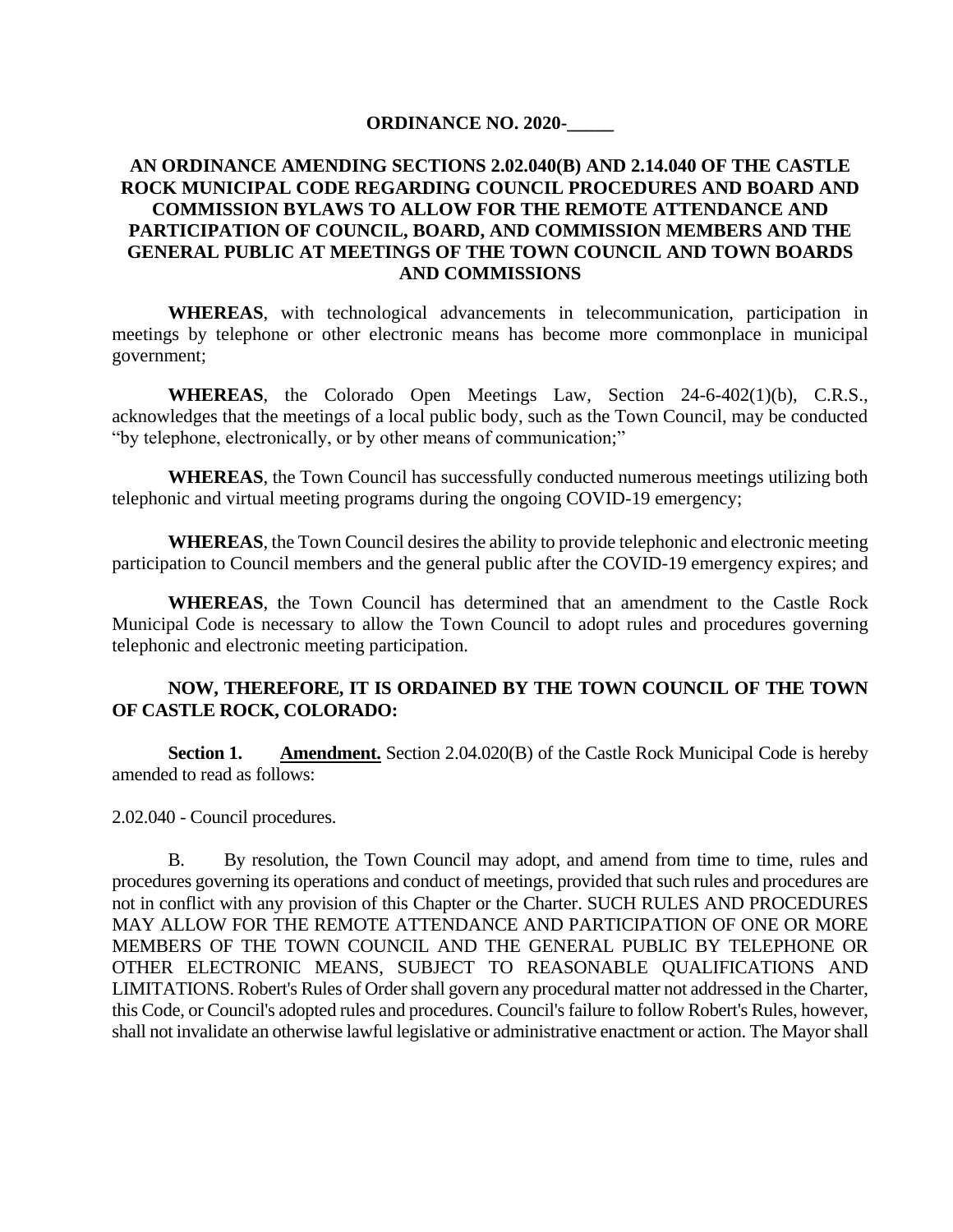**ORDINANCE NO. 2020-_____**

**AN ORDINANCE AMENDING SECTIONS 2.02.040(B) AND 2.14.040 OF THE CASTLE ROCK MUNICIPAL CODE REGARDING COUNCIL PROCEDURES AND BOARD AND COMMISSION BYLAWS TO ALLOW FOR THE REMOTE ATTENDANCE AND PARTICIPATION OF COUNCIL, BOARD, AND COMMISSION MEMBERS AND THE GENERAL PUBLIC AT MEETINGS OF THE TOWN COUNCIL AND TOWN BOARDS AND COMMISSIONS**

**WHEREAS**, with technological advancements in telecommunication, participation in meetings by telephone or other electronic means has become more commonplace in municipal government;

**WHEREAS**, the Colorado Open Meetings Law, Section 24-6-402(1)(b), C.R.S., acknowledges that the meetings of a local public body, such as the Town Council, may be conducted "by telephone, electronically, or by other means of communication;"

**WHEREAS**, the Town Council has successfully conducted numerous meetings utilizing both telephonic and virtual meeting programs during the ongoing COVID-19 emergency;

**WHEREAS**, the Town Council desires the ability to provide telephonic and electronic meeting participation to Council members and the general public after the COVID-19 emergency expires; and

**WHEREAS**, the Town Council has determined that an amendment to the Castle Rock Municipal Code is necessary to allow the Town Council to adopt rules and procedures governing telephonic and electronic meeting participation.

**NOW, THEREFORE, IT IS ORDAINED BY THE TOWN COUNCIL OF THE TOWN OF CASTLE ROCK, COLORADO:**

**Section 1.** **Amendment.** Section 2.04.020(B) of the Castle Rock Municipal Code is hereby amended to read as follows:

2.02.040 - Council procedures.

B. By resolution, the Town Council may adopt, and amend from time to time, rules and procedures governing its operations and conduct of meetings, provided that such rules and procedures are not in conflict with any provision of this Chapter or the Charter. SUCH RULES AND PROCEDURES MAY ALLOW FOR THE REMOTE ATTENDANCE AND PARTICIPATION OF ONE OR MORE MEMBERS OF THE TOWN COUNCIL AND THE GENERAL PUBLIC BY TELEPHONE OR OTHER ELECTRONIC MEANS, SUBJECT TO REASONABLE QUALIFICATIONS AND LIMITATIONS. Robert's Rules of Order shall govern any procedural matter not addressed in the Charter, this Code, or Council's adopted rules and procedures. Council's failure to follow Robert's Rules, however, shall not invalidate an otherwise lawful legislative or administrative enactment or action. The Mayor shall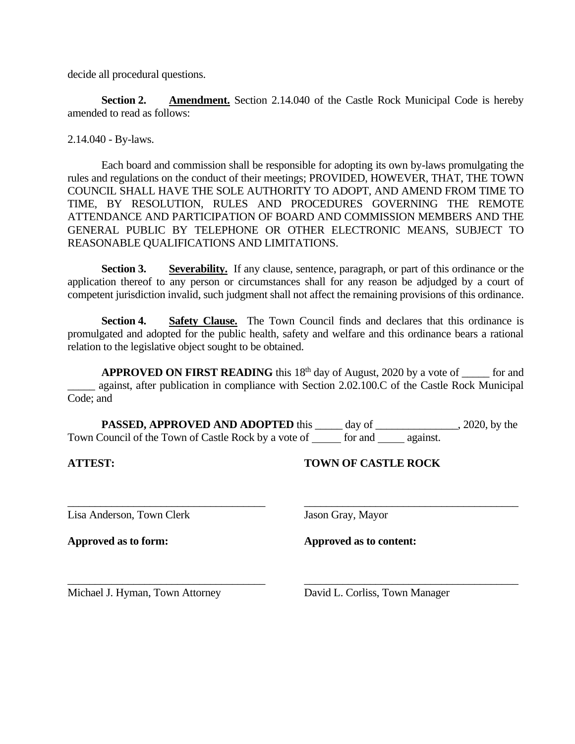decide all procedural questions.

**Section 2.** **Amendment.** Section 2.14.040 of the Castle Rock Municipal Code is hereby amended to read as follows:

2.14.040 - By-laws.

Each board and commission shall be responsible for adopting its own by-laws promulgating the rules and regulations on the conduct of their meetings; PROVIDED, HOWEVER, THAT, THE TOWN COUNCIL SHALL HAVE THE SOLE AUTHORITY TO ADOPT, AND AMEND FROM TIME TO TIME, BY RESOLUTION, RULES AND PROCEDURES GOVERNING THE REMOTE ATTENDANCE AND PARTICIPATION OF BOARD AND COMMISSION MEMBERS AND THE GENERAL PUBLIC BY TELEPHONE OR OTHER ELECTRONIC MEANS, SUBJECT TO REASONABLE QUALIFICATIONS AND LIMITATIONS.

**Section 3.** **Severability.** If any clause, sentence, paragraph, or part of this ordinance or the application thereof to any person or circumstances shall for any reason be adjudged by a court of competent jurisdiction invalid, such judgment shall not affect the remaining provisions of this ordinance.

**Section 4.** **Safety Clause.** The Town Council finds and declares that this ordinance is promulgated and adopted for the public health, safety and welfare and this ordinance bears a rational relation to the legislative object sought to be obtained.

**APPROVED ON FIRST READING** this 18th day of August, 2020 by a vote of _____ for and _____ against, after publication in compliance with Section 2.02.100.C of the Castle Rock Municipal Code; and

**PASSED, APPROVED AND ADOPTED** this _____ day of _______________, 2020, by the Town Council of the Town of Castle Rock by a vote of _____ for and _____ against.

**ATTEST:**

____________________________________
Lisa Anderson, Town Clerk

**TOWN OF CASTLE ROCK**

____________________________________
Jason Gray, Mayor

**Approved as to form:**

____________________________________
Michael J. Hyman, Town Attorney

**Approved as to content:**

____________________________________
David L. Corliss, Town Manager